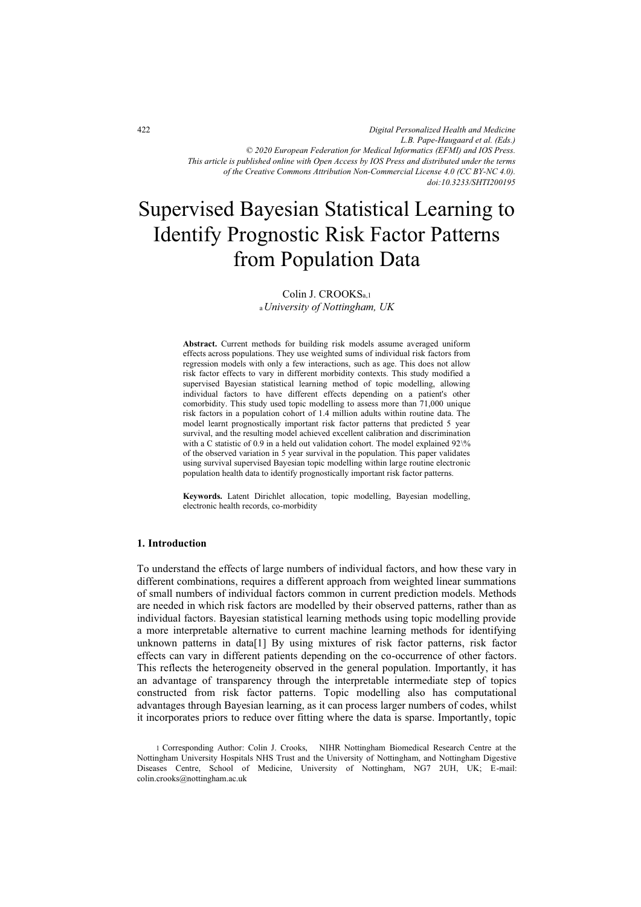# Supervised Bayesian Statistical Learning to Identify Prognostic Risk Factor Patterns from Population Data

Colin J. CROOKS[a,1]

[a] *University of Nottingham, UK*

**Abstract.** Current methods for building risk models assume averaged uniform effects across populations. They use weighted sums of individual risk factors from regression models with only a few interactions, such as age. This does not allow risk factor effects to vary in different morbidity contexts. This study modified a supervised Bayesian statistical learning method of topic modelling, allowing individual factors to have different effects depending on a patient's other comorbidity. This study used topic modelling to assess more than 71,000 unique risk factors in a population cohort of 1.4 million adults within routine data. The model learnt prognostically important risk factor patterns that predicted 5 year survival, and the resulting model achieved excellent calibration and discrimination with a C statistic of 0.9 in a held out validation cohort. The model explained 92\% of the observed variation in 5 year survival in the population. This paper validates using survival supervised Bayesian topic modelling within large routine electronic population health data to identify prognostically important risk factor patterns.

**Keywords.** Latent Dirichlet allocation, topic modelling, Bayesian modelling, electronic health records, co-morbidity

## 1. Introduction

To understand the effects of large numbers of individual factors, and how these vary in different combinations, requires a different approach from weighted linear summations of small numbers of individual factors common in current prediction models. Methods are needed in which risk factors are modelled by their observed patterns, rather than as individual factors. Bayesian statistical learning methods using topic modelling provide a more interpretable alternative to current machine learning methods for identifying unknown patterns in data[1] By using mixtures of risk factor patterns, risk factor effects can vary in different patients depending on the co-occurrence of other factors. This reflects the heterogeneity observed in the general population. Importantly, it has an advantage of transparency through the interpretable intermediate step of topics constructed from risk factor patterns. Topic modelling also has computational advantages through Bayesian learning, as it can process larger numbers of codes, whilst it incorporates priors to reduce over fitting where the data is sparse. Importantly, topic

[1] Corresponding Author: Colin J. Crooks, NIHR Nottingham Biomedical Research Centre at the Nottingham University Hospitals NHS Trust and the University of Nottingham, and Nottingham Digestive Diseases Centre, School of Medicine, University of Nottingham, NG7 2UH, UK; E-mail: colin.crooks@nottingham.ac.uk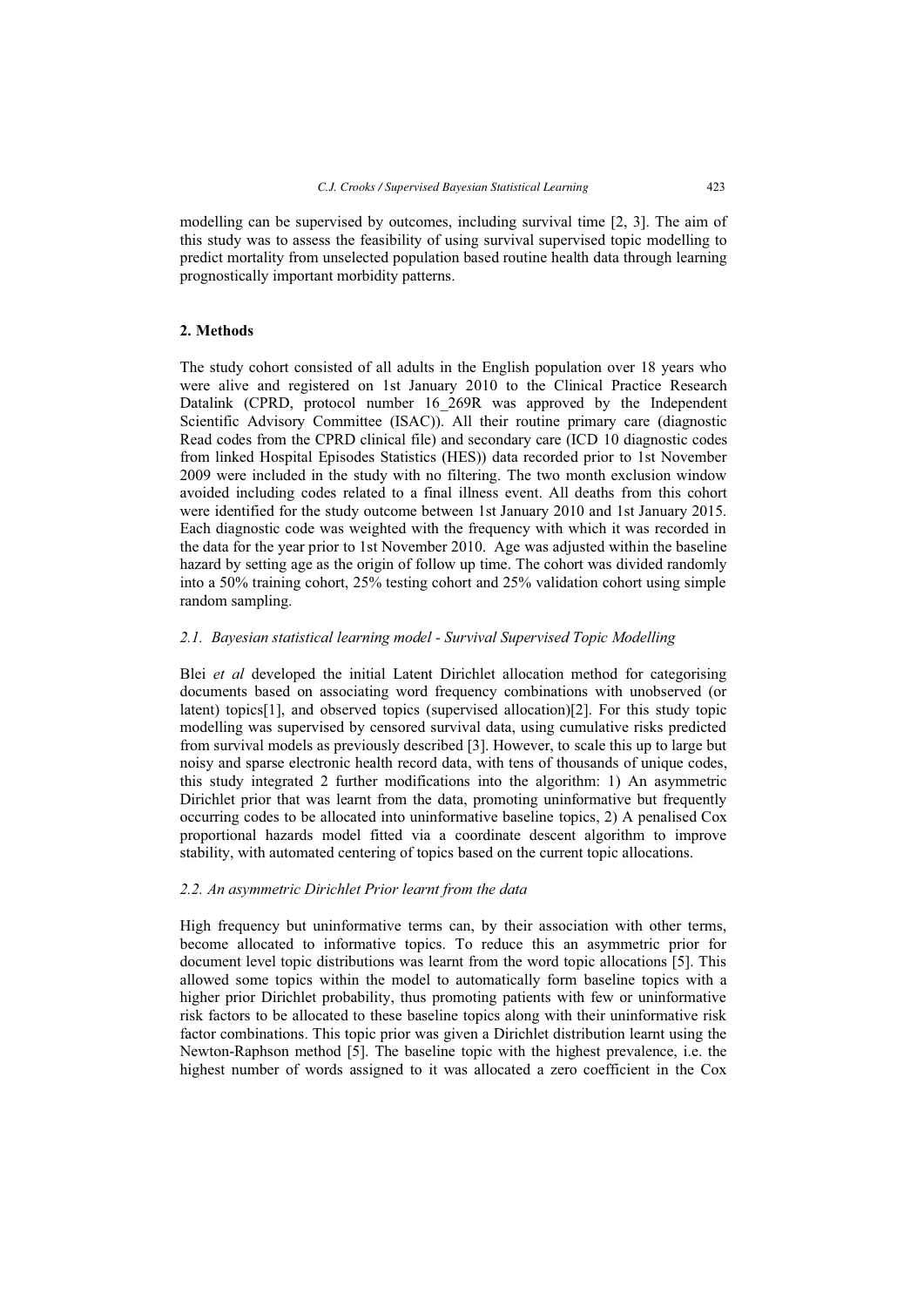modelling can be supervised by outcomes, including survival time [2, 3]. The aim of this study was to assess the feasibility of using survival supervised topic modelling to predict mortality from unselected population based routine health data through learning prognostically important morbidity patterns.

## 2. Methods

The study cohort consisted of all adults in the English population over 18 years who were alive and registered on 1st January 2010 to the Clinical Practice Research Datalink (CPRD, protocol number 16_269R was approved by the Independent Scientific Advisory Committee (ISAC)). All their routine primary care (diagnostic Read codes from the CPRD clinical file) and secondary care (ICD 10 diagnostic codes from linked Hospital Episodes Statistics (HES)) data recorded prior to 1st November 2009 were included in the study with no filtering. The two month exclusion window avoided including codes related to a final illness event. All deaths from this cohort were identified for the study outcome between 1st January 2010 and 1st January 2015. Each diagnostic code was weighted with the frequency with which it was recorded in the data for the year prior to 1st November 2010. Age was adjusted within the baseline hazard by setting age as the origin of follow up time. The cohort was divided randomly into a 50% training cohort, 25% testing cohort and 25% validation cohort using simple random sampling.

### *2.1. Bayesian statistical learning model - Survival Supervised Topic Modelling*

Blei *et al* developed the initial Latent Dirichlet allocation method for categorising documents based on associating word frequency combinations with unobserved (or latent) topics[1], and observed topics (supervised allocation)[2]. For this study topic modelling was supervised by censored survival data, using cumulative risks predicted from survival models as previously described [3]. However, to scale this up to large but noisy and sparse electronic health record data, with tens of thousands of unique codes, this study integrated 2 further modifications into the algorithm: 1) An asymmetric Dirichlet prior that was learnt from the data, promoting uninformative but frequently occurring codes to be allocated into uninformative baseline topics, 2) A penalised Cox proportional hazards model fitted via a coordinate descent algorithm to improve stability, with automated centering of topics based on the current topic allocations.

### *2.2. An asymmetric Dirichlet Prior learnt from the data*

High frequency but uninformative terms can, by their association with other terms, become allocated to informative topics. To reduce this an asymmetric prior for document level topic distributions was learnt from the word topic allocations [5]. This allowed some topics within the model to automatically form baseline topics with a higher prior Dirichlet probability, thus promoting patients with few or uninformative risk factors to be allocated to these baseline topics along with their uninformative risk factor combinations. This topic prior was given a Dirichlet distribution learnt using the Newton-Raphson method [5]. The baseline topic with the highest prevalence, i.e. the highest number of words assigned to it was allocated a zero coefficient in the Cox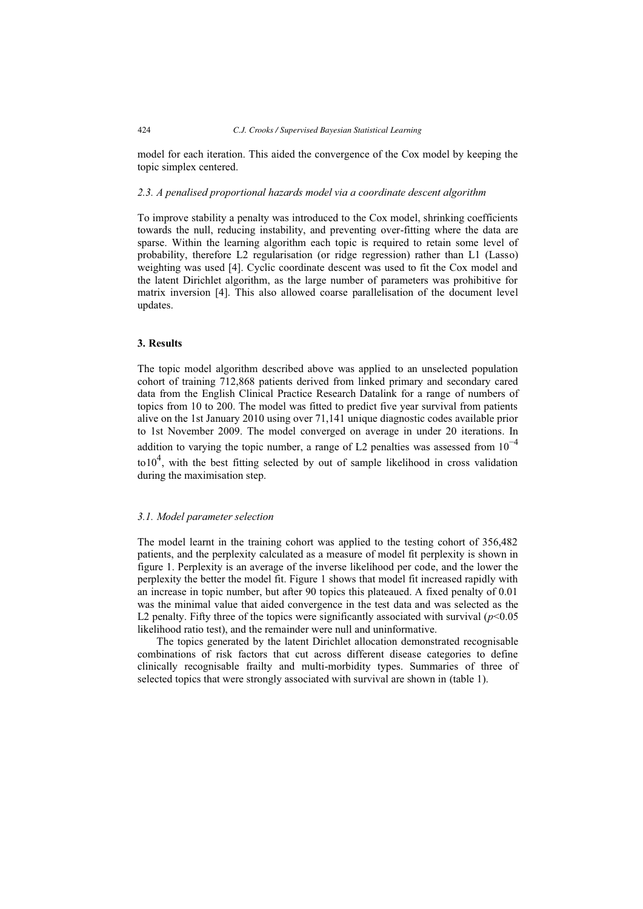model for each iteration. This aided the convergence of the Cox model by keeping the topic simplex centered.

### *2.3. A penalised proportional hazards model via a coordinate descent algorithm*

To improve stability a penalty was introduced to the Cox model, shrinking coefficients towards the null, reducing instability, and preventing over-fitting where the data are sparse. Within the learning algorithm each topic is required to retain some level of probability, therefore L2 regularisation (or ridge regression) rather than L1 (Lasso) weighting was used [4]. Cyclic coordinate descent was used to fit the Cox model and the latent Dirichlet algorithm, as the large number of parameters was prohibitive for matrix inversion [4]. This also allowed coarse parallelisation of the document level updates.

## **3. Results**

The topic model algorithm described above was applied to an unselected population cohort of training 712,868 patients derived from linked primary and secondary cared data from the English Clinical Practice Research Datalink for a range of numbers of topics from 10 to 200. The model was fitted to predict five year survival from patients alive on the 1st January 2010 using over 71,141 unique diagnostic codes available prior to 1st November 2009. The model converged on average in under 20 iterations. In addition to varying the topic number, a range of L2 penalties was assessed from $10^{-4}$ to$10^{4}$, with the best fitting selected by out of sample likelihood in cross validation during the maximisation step.

### *3.1. Model parameter selection*

The model learnt in the training cohort was applied to the testing cohort of 356,482 patients, and the perplexity calculated as a measure of model fit perplexity is shown in figure 1. Perplexity is an average of the inverse likelihood per code, and the lower the perplexity the better the model fit. Figure 1 shows that model fit increased rapidly with an increase in topic number, but after 90 topics this plateaued. A fixed penalty of 0.01 was the minimal value that aided convergence in the test data and was selected as the L2 penalty. Fifty three of the topics were significantly associated with survival ($p<0.05$ likelihood ratio test), and the remainder were null and uninformative.

The topics generated by the latent Dirichlet allocation demonstrated recognisable combinations of risk factors that cut across different disease categories to define clinically recognisable frailty and multi-morbidity types. Summaries of three of selected topics that were strongly associated with survival are shown in (table 1).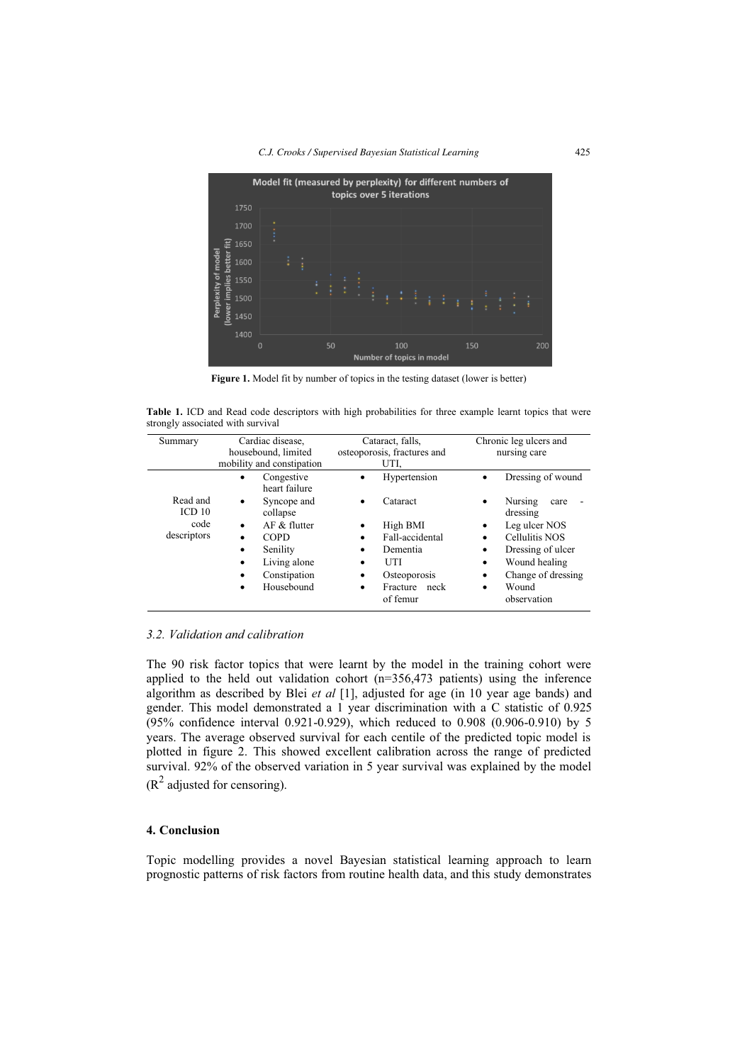**Figure 1.** Model fit by number of topics in the testing dataset (lower is better)

**Table 1.** ICD and Read code descriptors with high probabilities for three example learnt topics that were strongly associated with survival

| Summary | Cardiac disease, housebound, limited mobility and constipation | Cataract, falls, osteoporosis, fractures and UTI, | Chronic leg ulcers and nursing care |
|---|---|---|---|
| Read and ICD 10 code descriptors | • Congestive heart failure<br>• Syncope and collapse<br>• AF & flutter<br>• COPD<br>• Senility<br>• Living alone<br>• Constipation<br>• Housebound | • Hypertension<br>• Cataract<br>• High BMI<br>• Fall-accidental<br>• Dementia<br>• UTI<br>• Osteoporosis<br>• Fracture neck of femur | • Dressing of wound<br>• Nursing care - dressing<br>• Leg ulcer NOS<br>• Cellulitis NOS<br>• Dressing of ulcer<br>• Wound healing<br>• Change of dressing<br>• Wound observation |

### *3.2. Validation and calibration*

The 90 risk factor topics that were learnt by the model in the training cohort were applied to the held out validation cohort (n=356,473 patients) using the inference algorithm as described by Blei *et al* [1], adjusted for age (in 10 year age bands) and gender. This model demonstrated a 1 year discrimination with a C statistic of 0.925 (95% confidence interval 0.921-0.929), which reduced to 0.908 (0.906-0.910) by 5 years. The average observed survival for each centile of the predicted topic model is plotted in figure 2. This showed excellent calibration across the range of predicted survival. 92% of the observed variation in 5 year survival was explained by the model ($R^2$ adjusted for censoring).

## 4. Conclusion

Topic modelling provides a novel Bayesian statistical learning approach to learn prognostic patterns of risk factors from routine health data, and this study demonstrates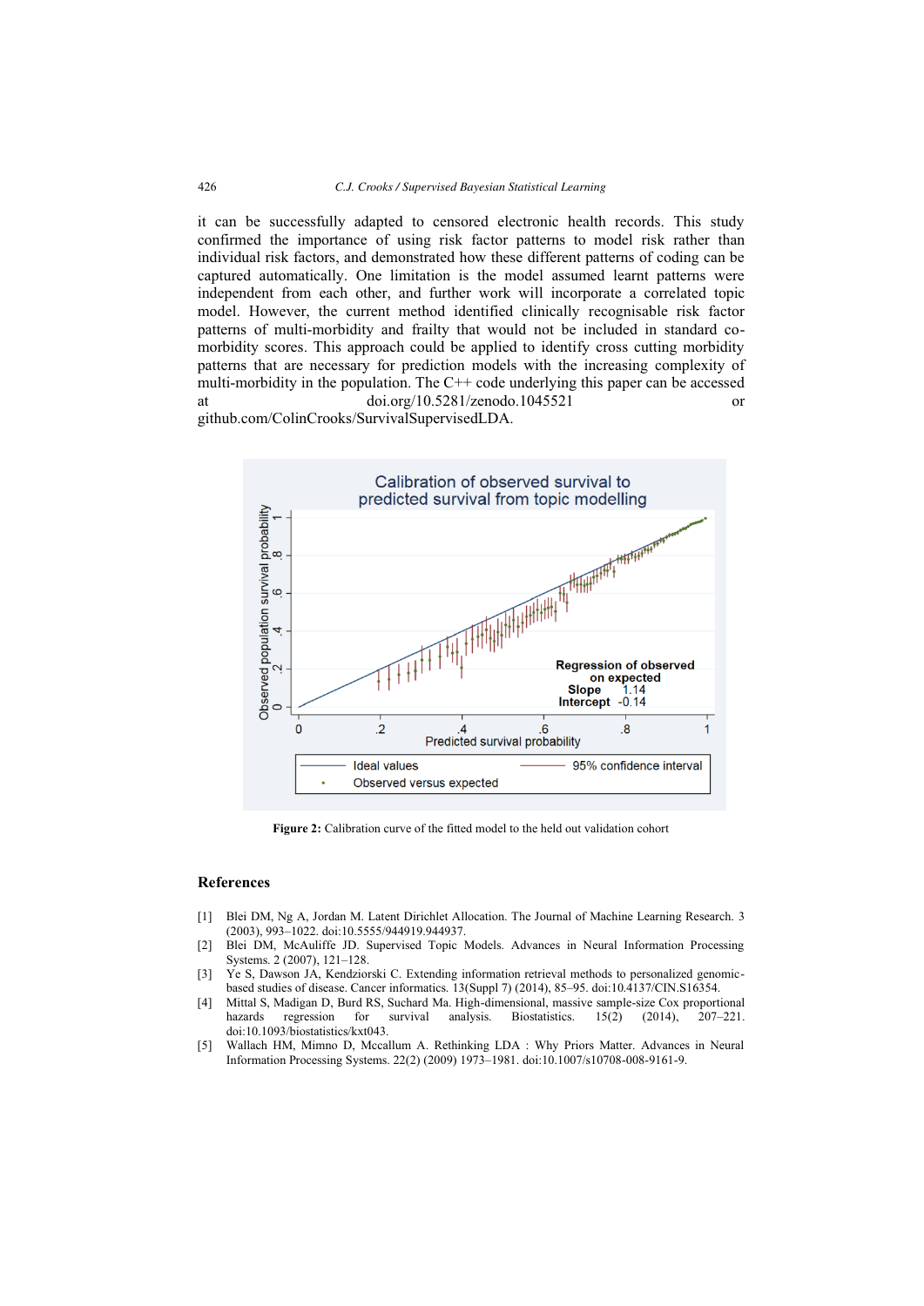it can be successfully adapted to censored electronic health records. This study confirmed the importance of using risk factor patterns to model risk rather than individual risk factors, and demonstrated how these different patterns of coding can be captured automatically. One limitation is the model assumed learnt patterns were independent from each other, and further work will incorporate a correlated topic model. However, the current method identified clinically recognisable risk factor patterns of multi-morbidity and frailty that would not be included in standard co-morbidity scores. This approach could be applied to identify cross cutting morbidity patterns that are necessary for prediction models with the increasing complexity of multi-morbidity in the population. The C++ code underlying this paper can be accessed at doi.org/10.5281/zenodo.1045521 or github.com/ColinCrooks/SurvivalSupervisedLDA.

Calibration of observed survival to predicted survival from topic modelling

Observed population survival probability

0 .2 .4 .6 .8 1

Predicted survival probability

0 .2 .4 .6 .8 1

Regression of observed on expected

Slope 1.14

Intercept -0.14

Ideal values

95% confidence interval

Observed versus expected

**Figure 2:** Calibration curve of the fitted model to the held out validation cohort

## References

[1] Blei DM, Ng A, Jordan M. Latent Dirichlet Allocation. The Journal of Machine Learning Research. 3 (2003), 993–1022. doi:10.5555/944919.944937.

[2] Blei DM, McAuliffe JD. Supervised Topic Models. Advances in Neural Information Processing Systems. 2 (2007), 121–128.

[3] Ye S, Dawson JA, Kendziorski C. Extending information retrieval methods to personalized genomic-based studies of disease. Cancer informatics. 13(Suppl 7) (2014), 85–95. doi:10.4137/CIN.S16354.

[4] Mittal S, Madigan D, Burd RS, Suchard Ma. High-dimensional, massive sample-size Cox proportional hazards regression for survival analysis. Biostatistics. 15(2) (2014), 207–221. doi:10.1093/biostatistics/kxt043.

[5] Wallach HM, Mimno D, Mccallum A. Rethinking LDA : Why Priors Matter. Advances in Neural Information Processing Systems. 22(2) (2009) 1973–1981. doi:10.1007/s10708-008-9161-9.